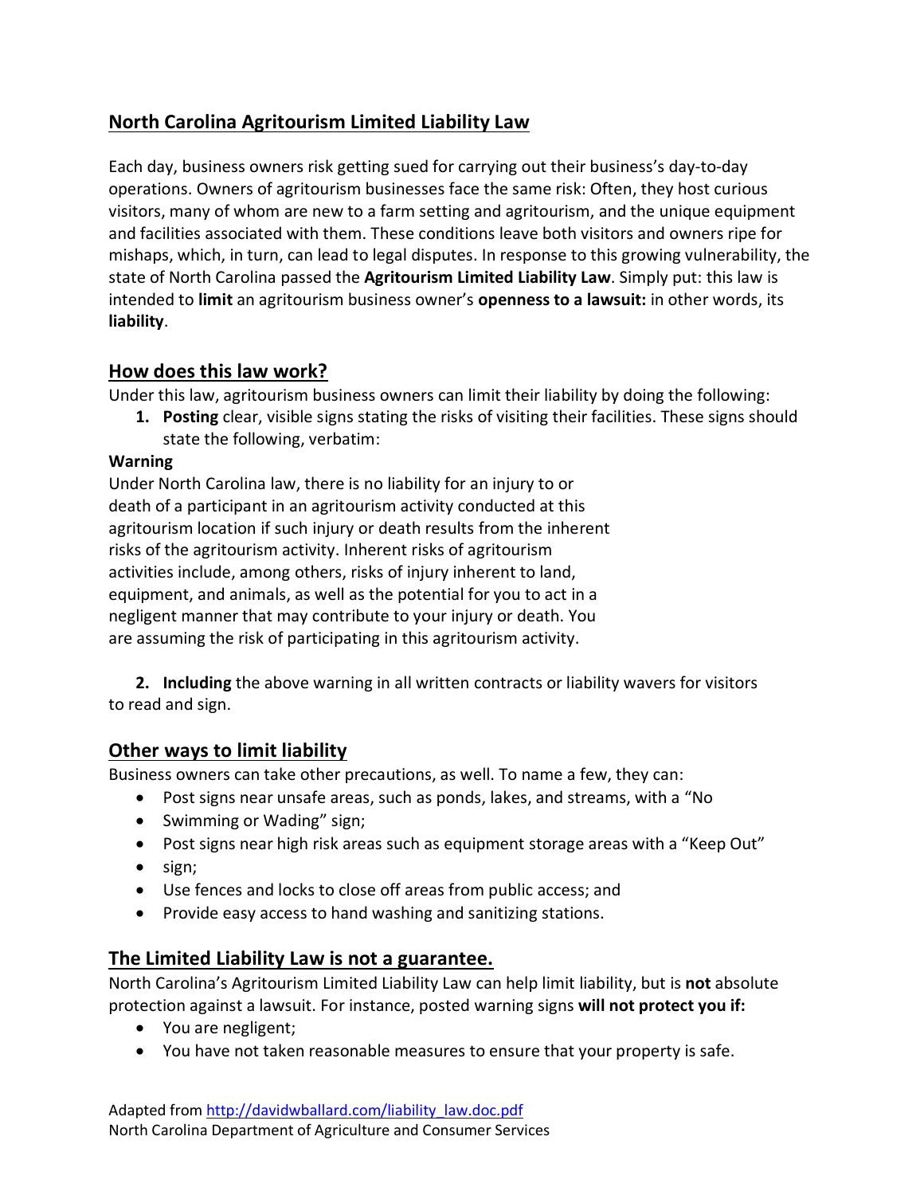## North Carolina Agritourism Limited Liability Law

Each day, business owners risk getting sued for carrying out their business's day-to-day operations. Owners of agritourism businesses face the same risk: Often, they host curious visitors, many of whom are new to a farm setting and agritourism, and the unique equipment and facilities associated with them. These conditions leave both visitors and owners ripe for mishaps, which, in turn, can lead to legal disputes. In response to this growing vulnerability, the state of North Carolina passed the **Agritourism Limited Liability Law**. Simply put: this law is intended to **limit** an agritourism business owner's **openness to a lawsuit:** in other words, its **liability**.

## How does this law work?

Under this law, agritourism business owners can limit their liability by doing the following:

1. **Posting** clear, visible signs stating the risks of visiting their facilities. These signs should state the following, verbatim:

**Warning**
Under North Carolina law, there is no liability for an injury to or death of a participant in an agritourism activity conducted at this agritourism location if such injury or death results from the inherent risks of the agritourism activity. Inherent risks of agritourism activities include, among others, risks of injury inherent to land, equipment, and animals, as well as the potential for you to act in a negligent manner that may contribute to your injury or death. You are assuming the risk of participating in this agritourism activity.

2. **Including** the above warning in all written contracts or liability wavers for visitors to read and sign.

## Other ways to limit liability

Business owners can take other precautions, as well. To name a few, they can:

- Post signs near unsafe areas, such as ponds, lakes, and streams, with a "No
- Swimming or Wading" sign;
- Post signs near high risk areas such as equipment storage areas with a "Keep Out"
- sign;
- Use fences and locks to close off areas from public access; and
- Provide easy access to hand washing and sanitizing stations.

## The Limited Liability Law is not a guarantee.

North Carolina's Agritourism Limited Liability Law can help limit liability, but is **not** absolute protection against a lawsuit. For instance, posted warning signs **will not protect you if:**

- You are negligent;
- You have not taken reasonable measures to ensure that your property is safe.

Adapted from [http://davidwballard.com/liability_law.doc.pdf](http://davidwballard.com/liability_law.doc.pdf)
North Carolina Department of Agriculture and Consumer Services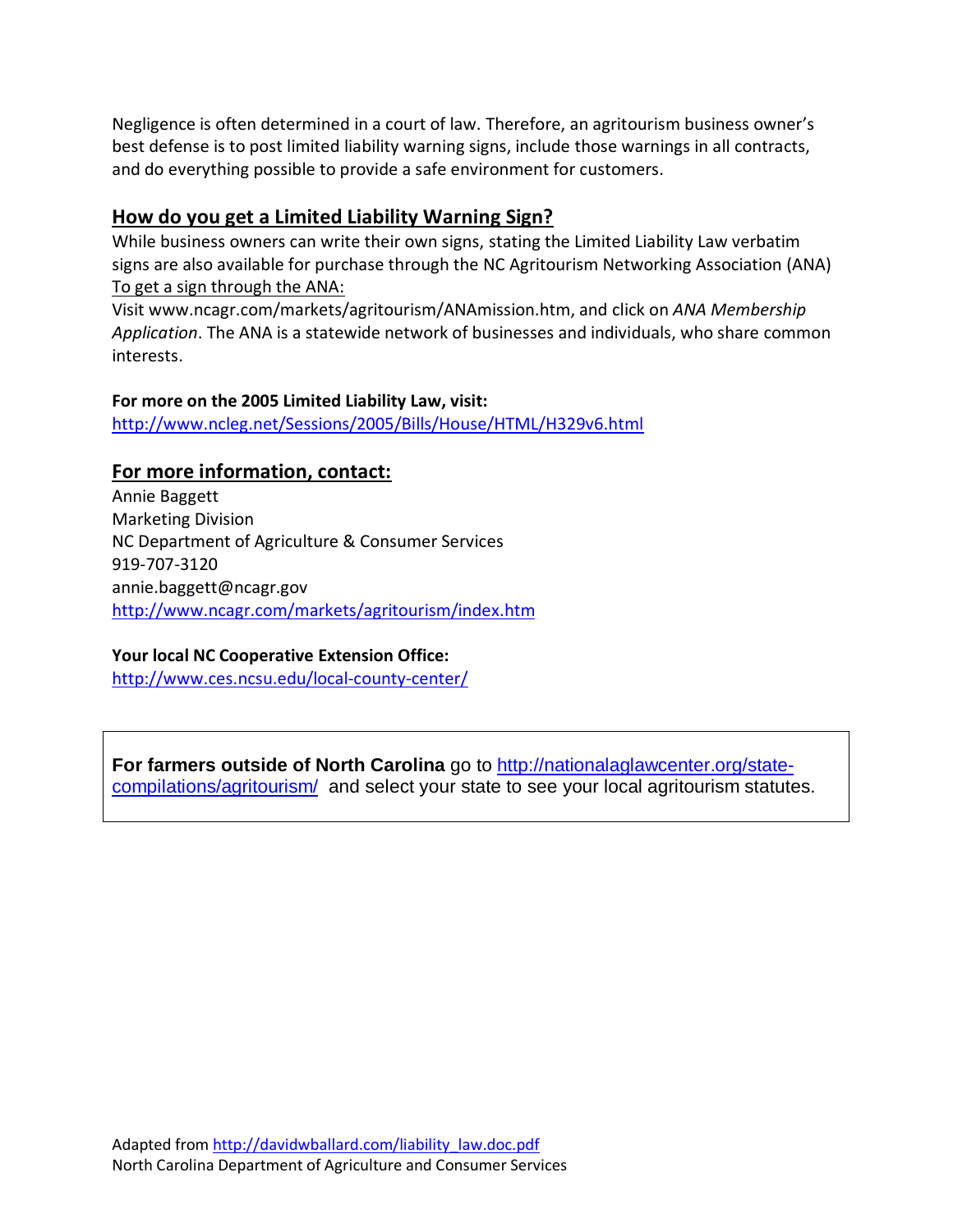Negligence is often determined in a court of law. Therefore, an agritourism business owner's best defense is to post limited liability warning signs, include those warnings in all contracts, and do everything possible to provide a safe environment for customers.

## How do you get a Limited Liability Warning Sign?

While business owners can write their own signs, stating the Limited Liability Law verbatim signs are also available for purchase through the NC Agritourism Networking Association (ANA)

To get a sign through the ANA:

Visit www.ncagr.com/markets/agritourism/ANAmission.htm, and click on *ANA Membership Application*. The ANA is a statewide network of businesses and individuals, who share common interests.

**For more on the 2005 Limited Liability Law, visit:**

http://www.ncleg.net/Sessions/2005/Bills/House/HTML/H329v6.html

## For more information, contact:

Annie Baggett
Marketing Division
NC Department of Agriculture & Consumer Services
919-707-3120
annie.baggett@ncagr.gov
http://www.ncagr.com/markets/agritourism/index.htm

**Your local NC Cooperative Extension Office:**

http://www.ces.ncsu.edu/local-county-center/

**For farmers outside of North Carolina** go to http://nationalaglawcenter.org/state-compilations/agritourism/ and select your state to see your local agritourism statutes.

Adapted from http://davidwballard.com/liability_law.doc.pdf
North Carolina Department of Agriculture and Consumer Services